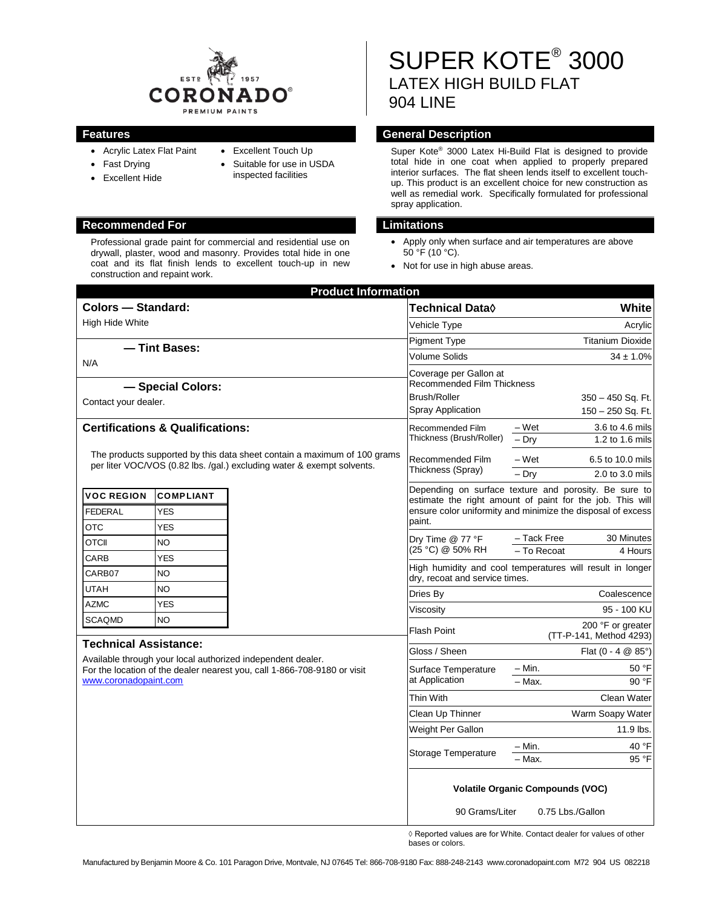CORONADO® PREMIUM PAINTS — ESTD 1957

# SUPER KOTE® 3000
## LATEX HIGH BUILD FLAT
## 904 LINE

### Features

- Acrylic Latex Flat Paint
- Fast Drying
- Excellent Hide
- Excellent Touch Up
- Suitable for use in USDA inspected facilities

### General Description

Super Kote® 3000 Latex Hi-Build Flat is designed to provide total hide in one coat when applied to properly prepared interior surfaces. The flat sheen lends itself to excellent touch-up. This product is an excellent choice for new construction as well as remedial work. Specifically formulated for professional spray application.

### Recommended For

Professional grade paint for commercial and residential use on drywall, plaster, wood and masonry. Provides total hide in one coat and its flat finish lends to excellent touch-up in new construction and repaint work.

### Limitations

- Apply only when surface and air temperatures are above 50 °F (10 °C).
- Not for use in high abuse areas.

## Product Information

### Colors — Standard:

High Hide White

### — Tint Bases:

N/A

### — Special Colors:

Contact your dealer.

### Certifications & Qualifications:

The products supported by this data sheet contain a maximum of 100 grams per liter VOC/VOS (0.82 lbs. /gal.) excluding water & exempt solvents.

| VOC REGION | COMPLIANT |
|---|---|
| FEDERAL | YES |
| OTC | YES |
| OTCII | NO |
| CARB | YES |
| CARB07 | NO |
| UTAH | NO |
| AZMC | YES |
| SCAQMD | NO |

### Technical Assistance:

Available through your local authorized independent dealer.
For the location of the dealer nearest you, call 1-866-708-9180 or visit www.coronadopaint.com

| Technical Data◊ | | White |
|---|---|---|
| Vehicle Type | | Acrylic |
| Pigment Type | | Titanium Dioxide |
| Volume Solids | | 34 ± 1.0% |
| Coverage per Gallon at Recommended Film Thickness | | |
| Brush/Roller | | 350 – 450 Sq. Ft. |
| Spray Application | | 150 – 250 Sq. Ft. |
| Recommended Film Thickness (Brush/Roller) | – Wet | 3.6 to 4.6 mils |
| | – Dry | 1.2 to 1.6 mils |
| Recommended Film Thickness (Spray) | – Wet | 6.5 to 10.0 mils |
| | – Dry | 2.0 to 3.0 mils |
| Depending on surface texture and porosity. Be sure to estimate the right amount of paint for the job. This will ensure color uniformity and minimize the disposal of excess paint. | | |
| Dry Time @ 77 °F (25 °C) @ 50% RH | – Tack Free | 30 Minutes |
| | – To Recoat | 4 Hours |
| High humidity and cool temperatures will result in longer dry, recoat and service times. | | |
| Dries By | | Coalescence |
| Viscosity | | 95 - 100 KU |
| Flash Point | | 200 °F or greater (TT-P-141, Method 4293) |
| Gloss / Sheen | | Flat (0 - 4 @ 85°) |
| Surface Temperature at Application | – Min. | 50 °F |
| | – Max. | 90 °F |
| Thin With | | Clean Water |
| Clean Up Thinner | | Warm Soapy Water |
| Weight Per Gallon | | 11.9 lbs. |
| Storage Temperature | – Min. | 40 °F |
| | – Max. | 95 °F |

**Volatile Organic Compounds (VOC)**

90 Grams/Liter 0.75 Lbs./Gallon

◊ Reported values are for White. Contact dealer for values of other bases or colors.

Manufactured by Benjamin Moore & Co. 101 Paragon Drive, Montvale, NJ 07645 Tel: 866-708-9180 Fax: 888-248-2143 www.coronadopaint.com M72 904 US 082218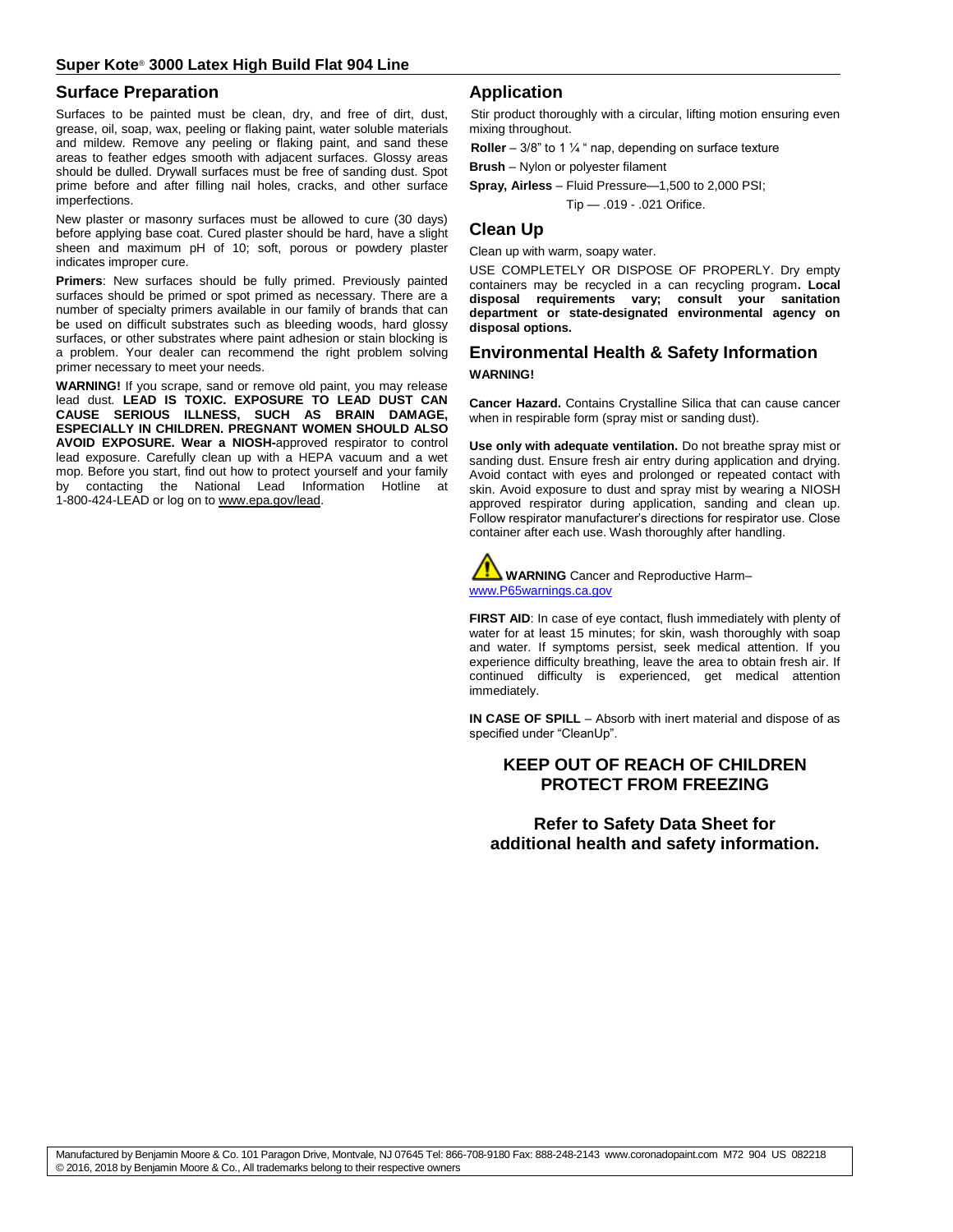## Surface Preparation

Surfaces to be painted must be clean, dry, and free of dirt, dust, grease, oil, soap, wax, peeling or flaking paint, water soluble materials and mildew. Remove any peeling or flaking paint, and sand these areas to feather edges smooth with adjacent surfaces. Glossy areas should be dulled. Drywall surfaces must be free of sanding dust. Spot prime before and after filling nail holes, cracks, and other surface imperfections.

New plaster or masonry surfaces must be allowed to cure (30 days) before applying base coat. Cured plaster should be hard, have a slight sheen and maximum pH of 10; soft, porous or powdery plaster indicates improper cure.

**Primers**: New surfaces should be fully primed. Previously painted surfaces should be primed or spot primed as necessary. There are a number of specialty primers available in our family of brands that can be used on difficult substrates such as bleeding woods, hard glossy surfaces, or other substrates where paint adhesion or stain blocking is a problem. Your dealer can recommend the right problem solving primer necessary to meet your needs.

**WARNING!** If you scrape, sand or remove old paint, you may release lead dust. **LEAD IS TOXIC. EXPOSURE TO LEAD DUST CAN CAUSE SERIOUS ILLNESS, SUCH AS BRAIN DAMAGE, ESPECIALLY IN CHILDREN. PREGNANT WOMEN SHOULD ALSO AVOID EXPOSURE. Wear a NIOSH-**approved respirator to control lead exposure. Carefully clean up with a HEPA vacuum and a wet mop. Before you start, find out how to protect yourself and your family by contacting the National Lead Information Hotline at 1-800-424-LEAD or log on to www.epa.gov/lead.

## Application

Stir product thoroughly with a circular, lifting motion ensuring even mixing throughout.

**Roller** – 3/8" to 1 ¼ " nap, depending on surface texture

**Brush** – Nylon or polyester filament

**Spray, Airless** – Fluid Pressure—1,500 to 2,000 PSI;
Tip — .019 - .021 Orifice.

## Clean Up

Clean up with warm, soapy water.

USE COMPLETELY OR DISPOSE OF PROPERLY. Dry empty containers may be recycled in a can recycling program**. Local disposal requirements vary; consult your sanitation department or state-designated environmental agency on disposal options.**

## Environmental Health & Safety Information

**WARNING!**

**Cancer Hazard.** Contains Crystalline Silica that can cause cancer when in respirable form (spray mist or sanding dust).

**Use only with adequate ventilation.** Do not breathe spray mist or sanding dust. Ensure fresh air entry during application and drying. Avoid contact with eyes and prolonged or repeated contact with skin. Avoid exposure to dust and spray mist by wearing a NIOSH approved respirator during application, sanding and clean up. Follow respirator manufacturer's directions for respirator use. Close container after each use. Wash thoroughly after handling.

**WARNING** Cancer and Reproductive Harm– www.P65warnings.ca.gov

**FIRST AID**: In case of eye contact, flush immediately with plenty of water for at least 15 minutes; for skin, wash thoroughly with soap and water. If symptoms persist, seek medical attention. If you experience difficulty breathing, leave the area to obtain fresh air. If continued difficulty is experienced, get medical attention immediately.

**IN CASE OF SPILL** – Absorb with inert material and dispose of as specified under "CleanUp".

**KEEP OUT OF REACH OF CHILDREN**
**PROTECT FROM FREEZING**

**Refer to Safety Data Sheet for additional health and safety information.**

Manufactured by Benjamin Moore & Co. 101 Paragon Drive, Montvale, NJ 07645 Tel: 866-708-9180 Fax: 888-248-2143 www.coronadopaint.com M72 904 US 082218
© 2016, 2018 by Benjamin Moore & Co., All trademarks belong to their respective owners